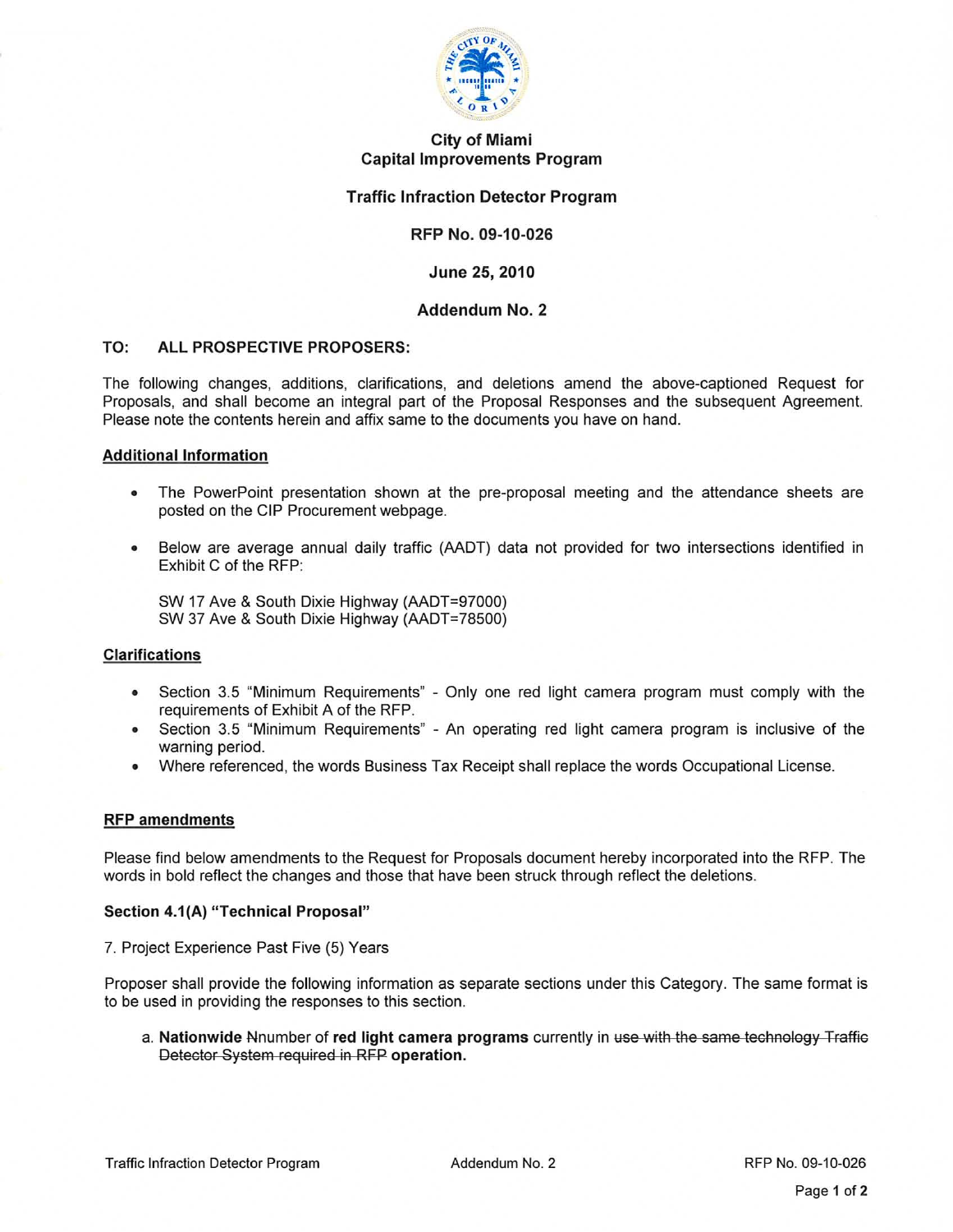# City of Miami
## Capital Improvements Program

### Traffic Infraction Detector Program

**RFP No. 09-10-026**

**June 25, 2010**

**Addendum No. 2**

**TO: ALL PROSPECTIVE PROPOSERS:**

The following changes, additions, clarifications, and deletions amend the above-captioned Request for Proposals, and shall become an integral part of the Proposal Responses and the subsequent Agreement. Please note the contents herein and affix same to the documents you have on hand.

**Additional Information**

- The PowerPoint presentation shown at the pre-proposal meeting and the attendance sheets are posted on the CIP Procurement webpage.
- Below are average annual daily traffic (AADT) data not provided for two intersections identified in Exhibit C of the RFP:

  SW 17 Ave & South Dixie Highway (AADT=97000)
  SW 37 Ave & South Dixie Highway (AADT=78500)

**Clarifications**

- Section 3.5 "Minimum Requirements" - Only one red light camera program must comply with the requirements of Exhibit A of the RFP.
- Section 3.5 "Minimum Requirements" - An operating red light camera program is inclusive of the warning period.
- Where referenced, the words Business Tax Receipt shall replace the words Occupational License.

**RFP amendments**

Please find below amendments to the Request for Proposals document hereby incorporated into the RFP. The words in bold reflect the changes and those that have been struck through reflect the deletions.

**Section 4.1(A) "Technical Proposal"**

7. Project Experience Past Five (5) Years

Proposer shall provide the following information as separate sections under this Category. The same format is to be used in providing the responses to this section.

a. **Nationwide** ~~N~~number of **red light camera programs** currently in ~~use with the same technology Traffic Detector System required in RFP~~ **operation.**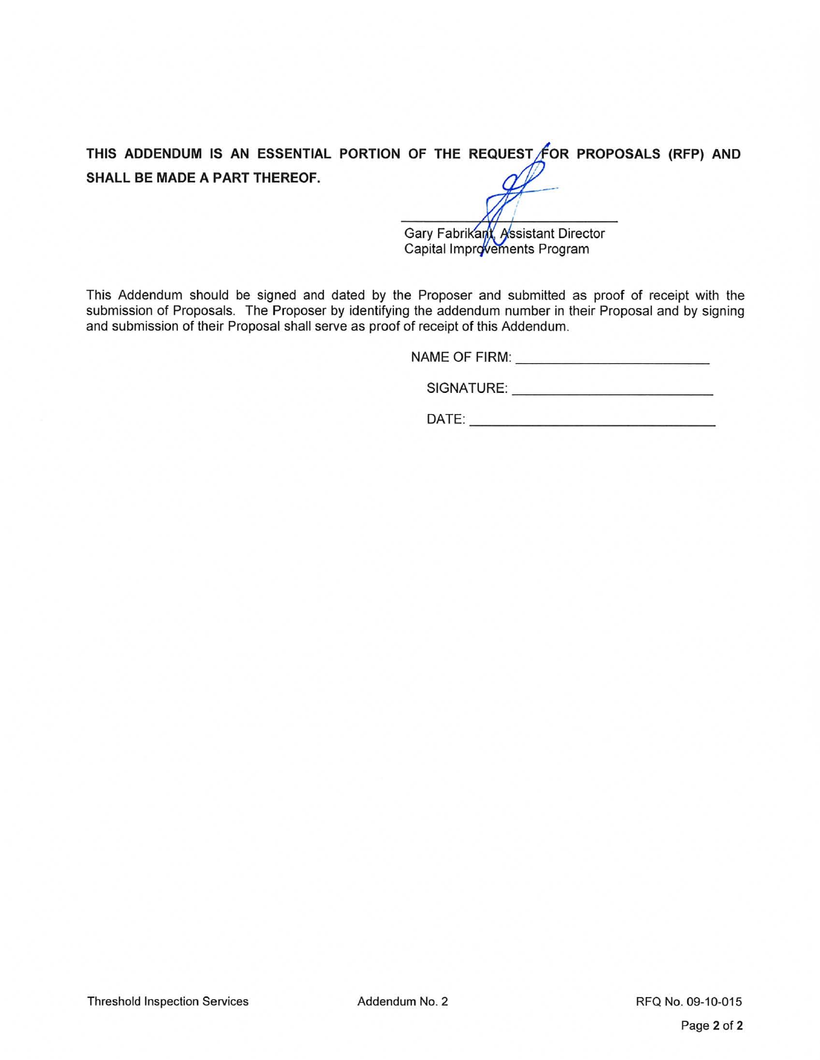**THIS ADDENDUM IS AN ESSENTIAL PORTION OF THE REQUEST FOR PROPOSALS (RFP) AND SHALL BE MADE A PART THEREOF.**

\_\_\_\_\_\_\_\_\_\_\_\_\_\_\_\_\_\_\_\_\_\_\_\_\_\_\_\_\_\_

Gary Fabrikant, Assistant Director
Capital Improvements Program

This Addendum should be signed and dated by the Proposer and submitted as proof of receipt with the submission of Proposals. The Proposer by identifying the addendum number in their Proposal and by signing and submission of their Proposal shall serve as proof of receipt of this Addendum.

NAME OF FIRM: \_\_\_\_\_\_\_\_\_\_\_\_\_\_\_\_\_\_\_\_\_\_\_\_\_\_

SIGNATURE: \_\_\_\_\_\_\_\_\_\_\_\_\_\_\_\_\_\_\_\_\_\_\_\_\_\_

DATE: \_\_\_\_\_\_\_\_\_\_\_\_\_\_\_\_\_\_\_\_\_\_\_\_\_\_\_\_\_\_\_\_

Threshold Inspection Services | Addendum No. 2 | RFQ No. 09-10-015